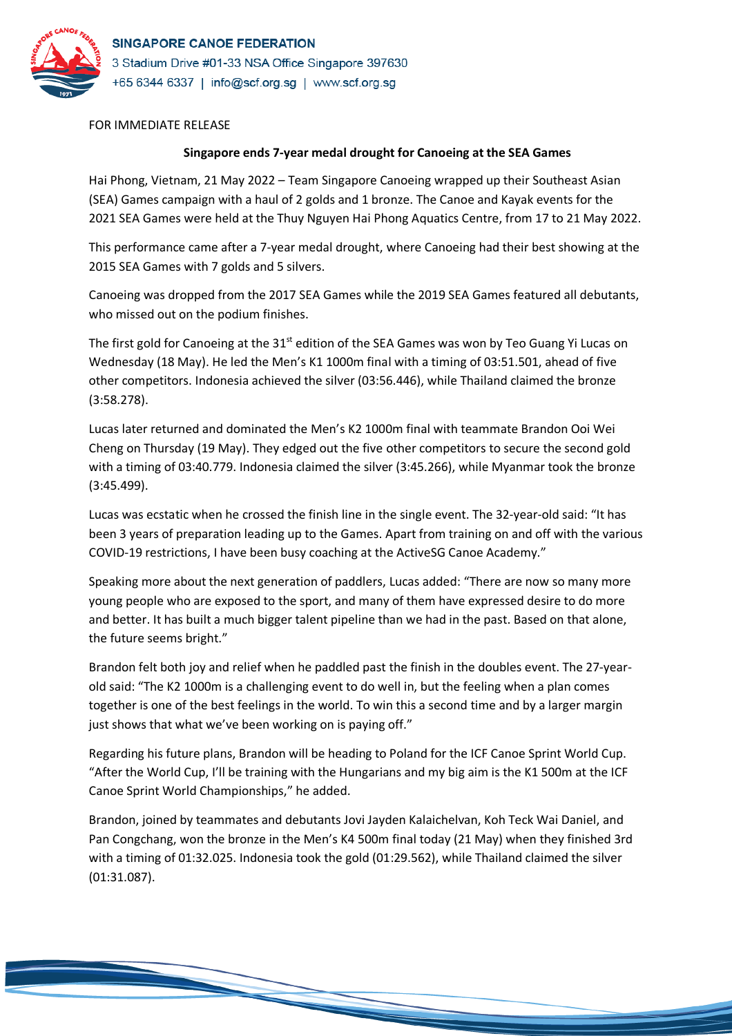**SINGAPORE CANOE FEDERATION**
3 Stadium Drive #01-33 NSA Office Singapore 397630
+65 6344 6337 | info@scf.org.sg | www.scf.org.sg

FOR IMMEDIATE RELEASE

# Singapore ends 7-year medal drought for Canoeing at the SEA Games

Hai Phong, Vietnam, 21 May 2022 – Team Singapore Canoeing wrapped up their Southeast Asian (SEA) Games campaign with a haul of 2 golds and 1 bronze. The Canoe and Kayak events for the 2021 SEA Games were held at the Thuy Nguyen Hai Phong Aquatics Centre, from 17 to 21 May 2022.

This performance came after a 7-year medal drought, where Canoeing had their best showing at the 2015 SEA Games with 7 golds and 5 silvers.

Canoeing was dropped from the 2017 SEA Games while the 2019 SEA Games featured all debutants, who missed out on the podium finishes.

The first gold for Canoeing at the 31st edition of the SEA Games was won by Teo Guang Yi Lucas on Wednesday (18 May). He led the Men's K1 1000m final with a timing of 03:51.501, ahead of five other competitors. Indonesia achieved the silver (03:56.446), while Thailand claimed the bronze (3:58.278).

Lucas later returned and dominated the Men's K2 1000m final with teammate Brandon Ooi Wei Cheng on Thursday (19 May). They edged out the five other competitors to secure the second gold with a timing of 03:40.779. Indonesia claimed the silver (3:45.266), while Myanmar took the bronze (3:45.499).

Lucas was ecstatic when he crossed the finish line in the single event. The 32-year-old said: "It has been 3 years of preparation leading up to the Games. Apart from training on and off with the various COVID-19 restrictions, I have been busy coaching at the ActiveSG Canoe Academy."

Speaking more about the next generation of paddlers, Lucas added: "There are now so many more young people who are exposed to the sport, and many of them have expressed desire to do more and better. It has built a much bigger talent pipeline than we had in the past. Based on that alone, the future seems bright."

Brandon felt both joy and relief when he paddled past the finish in the doubles event. The 27-year-old said: "The K2 1000m is a challenging event to do well in, but the feeling when a plan comes together is one of the best feelings in the world. To win this a second time and by a larger margin just shows that what we've been working on is paying off."

Regarding his future plans, Brandon will be heading to Poland for the ICF Canoe Sprint World Cup. "After the World Cup, I'll be training with the Hungarians and my big aim is the K1 500m at the ICF Canoe Sprint World Championships," he added.

Brandon, joined by teammates and debutants Jovi Jayden Kalaichelvan, Koh Teck Wai Daniel, and Pan Congchang, won the bronze in the Men's K4 500m final today (21 May) when they finished 3rd with a timing of 01:32.025. Indonesia took the gold (01:29.562), while Thailand claimed the silver (01:31.087).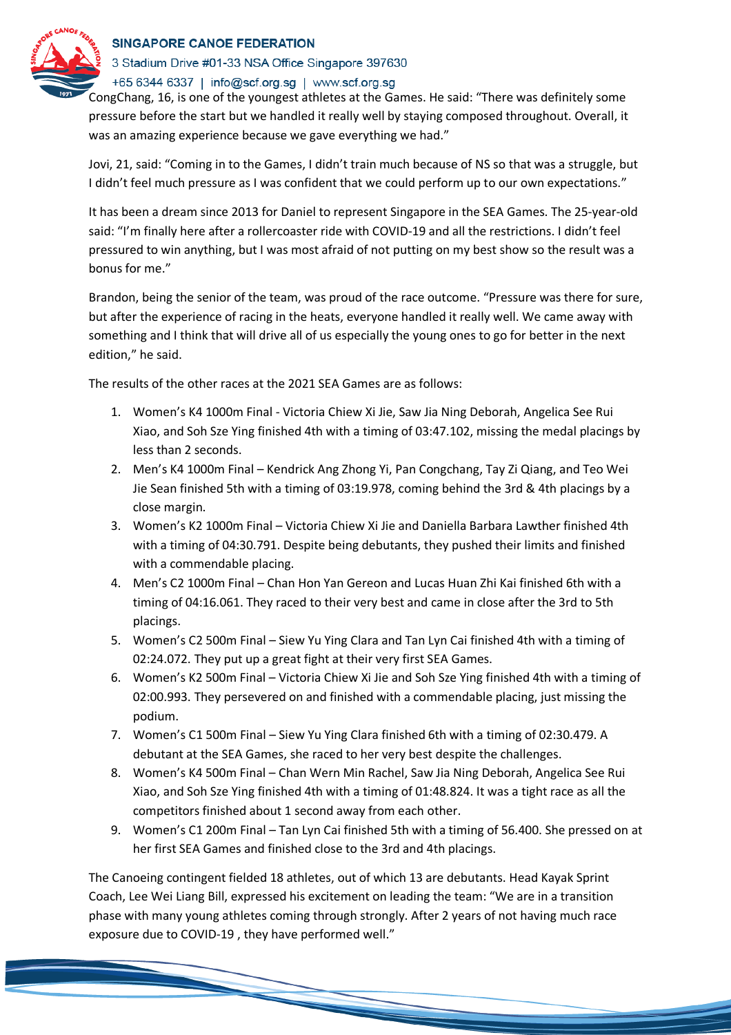CongChang, 16, is one of the youngest athletes at the Games. He said: “There was definitely some pressure before the start but we handled it really well by staying composed throughout. Overall, it was an amazing experience because we gave everything we had.”

Jovi, 21, said: “Coming in to the Games, I didn’t train much because of NS so that was a struggle, but I didn’t feel much pressure as I was confident that we could perform up to our own expectations.”

It has been a dream since 2013 for Daniel to represent Singapore in the SEA Games. The 25-year-old said: “I’m finally here after a rollercoaster ride with COVID-19 and all the restrictions. I didn’t feel pressured to win anything, but I was most afraid of not putting on my best show so the result was a bonus for me.”

Brandon, being the senior of the team, was proud of the race outcome. “Pressure was there for sure, but after the experience of racing in the heats, everyone handled it really well. We came away with something and I think that will drive all of us especially the young ones to go for better in the next edition,” he said.

The results of the other races at the 2021 SEA Games are as follows:

1. Women’s K4 1000m Final - Victoria Chiew Xi Jie, Saw Jia Ning Deborah, Angelica See Rui Xiao, and Soh Sze Ying finished 4th with a timing of 03:47.102, missing the medal placings by less than 2 seconds.
2. Men’s K4 1000m Final – Kendrick Ang Zhong Yi, Pan Congchang, Tay Zi Qiang, and Teo Wei Jie Sean finished 5th with a timing of 03:19.978, coming behind the 3rd & 4th placings by a close margin.
3. Women’s K2 1000m Final – Victoria Chiew Xi Jie and Daniella Barbara Lawther finished 4th with a timing of 04:30.791. Despite being debutants, they pushed their limits and finished with a commendable placing.
4. Men’s C2 1000m Final – Chan Hon Yan Gereon and Lucas Huan Zhi Kai finished 6th with a timing of 04:16.061. They raced to their very best and came in close after the 3rd to 5th placings.
5. Women’s C2 500m Final – Siew Yu Ying Clara and Tan Lyn Cai finished 4th with a timing of 02:24.072. They put up a great fight at their very first SEA Games.
6. Women’s K2 500m Final – Victoria Chiew Xi Jie and Soh Sze Ying finished 4th with a timing of 02:00.993. They persevered on and finished with a commendable placing, just missing the podium.
7. Women’s C1 500m Final – Siew Yu Ying Clara finished 6th with a timing of 02:30.479. A debutant at the SEA Games, she raced to her very best despite the challenges.
8. Women’s K4 500m Final – Chan Wern Min Rachel, Saw Jia Ning Deborah, Angelica See Rui Xiao, and Soh Sze Ying finished 4th with a timing of 01:48.824. It was a tight race as all the competitors finished about 1 second away from each other.
9. Women’s C1 200m Final – Tan Lyn Cai finished 5th with a timing of 56.400. She pressed on at her first SEA Games and finished close to the 3rd and 4th placings.

The Canoeing contingent fielded 18 athletes, out of which 13 are debutants. Head Kayak Sprint Coach, Lee Wei Liang Bill, expressed his excitement on leading the team: “We are in a transition phase with many young athletes coming through strongly. After 2 years of not having much race exposure due to COVID-19 , they have performed well.”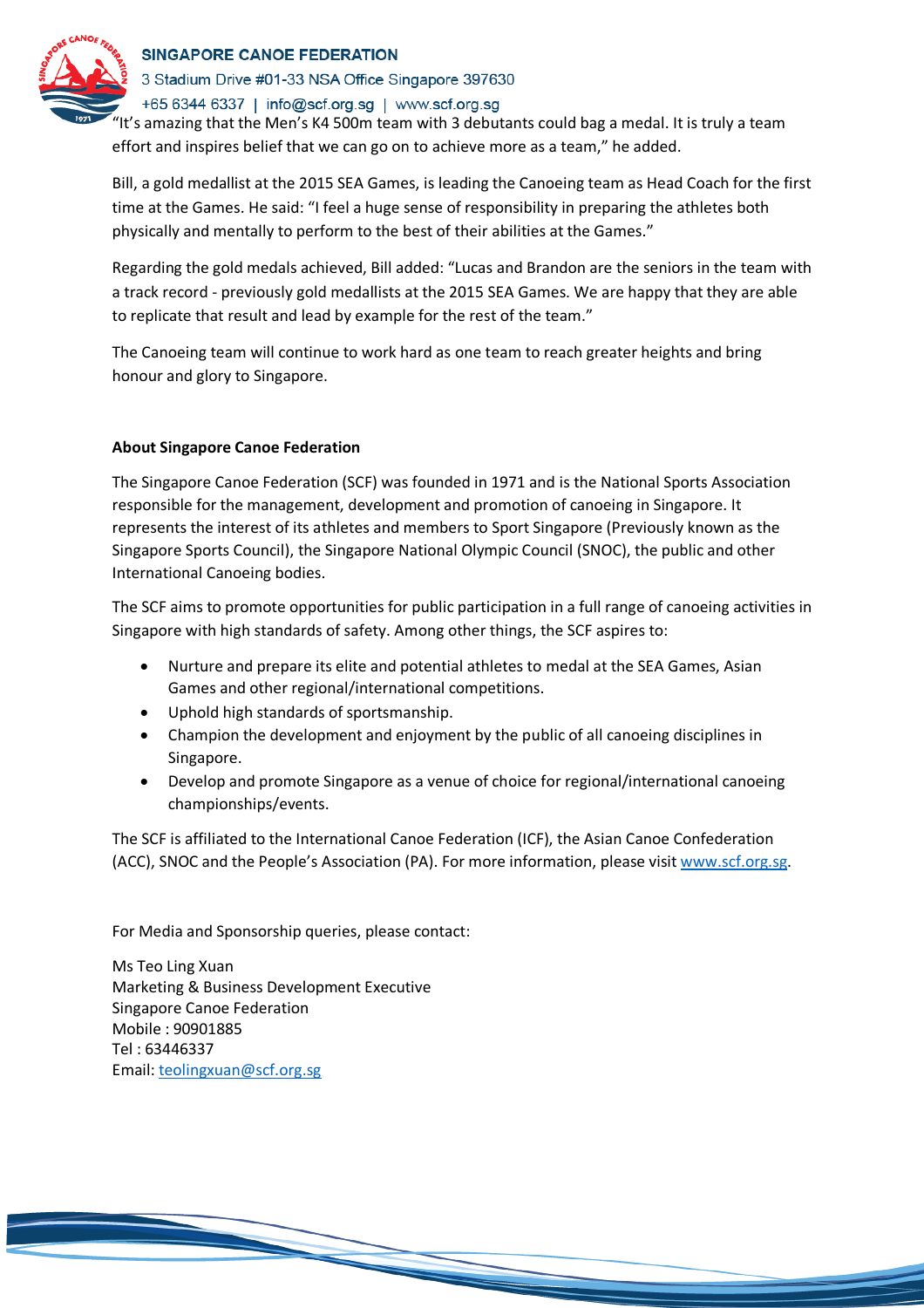"It's amazing that the Men's K4 500m team with 3 debutants could bag a medal. It is truly a team effort and inspires belief that we can go on to achieve more as a team," he added.

Bill, a gold medallist at the 2015 SEA Games, is leading the Canoeing team as Head Coach for the first time at the Games. He said: "I feel a huge sense of responsibility in preparing the athletes both physically and mentally to perform to the best of their abilities at the Games."

Regarding the gold medals achieved, Bill added: "Lucas and Brandon are the seniors in the team with a track record - previously gold medallists at the 2015 SEA Games. We are happy that they are able to replicate that result and lead by example for the rest of the team."

The Canoeing team will continue to work hard as one team to reach greater heights and bring honour and glory to Singapore.

**About Singapore Canoe Federation**

The Singapore Canoe Federation (SCF) was founded in 1971 and is the National Sports Association responsible for the management, development and promotion of canoeing in Singapore. It represents the interest of its athletes and members to Sport Singapore (Previously known as the Singapore Sports Council), the Singapore National Olympic Council (SNOC), the public and other International Canoeing bodies.

The SCF aims to promote opportunities for public participation in a full range of canoeing activities in Singapore with high standards of safety. Among other things, the SCF aspires to:

- Nurture and prepare its elite and potential athletes to medal at the SEA Games, Asian Games and other regional/international competitions.
- Uphold high standards of sportsmanship.
- Champion the development and enjoyment by the public of all canoeing disciplines in Singapore.
- Develop and promote Singapore as a venue of choice for regional/international canoeing championships/events.

The SCF is affiliated to the International Canoe Federation (ICF), the Asian Canoe Confederation (ACC), SNOC and the People's Association (PA). For more information, please visit www.scf.org.sg.

For Media and Sponsorship queries, please contact:

Ms Teo Ling Xuan
Marketing & Business Development Executive
Singapore Canoe Federation
Mobile : 90901885
Tel : 63446337
Email: teolingxuan@scf.org.sg